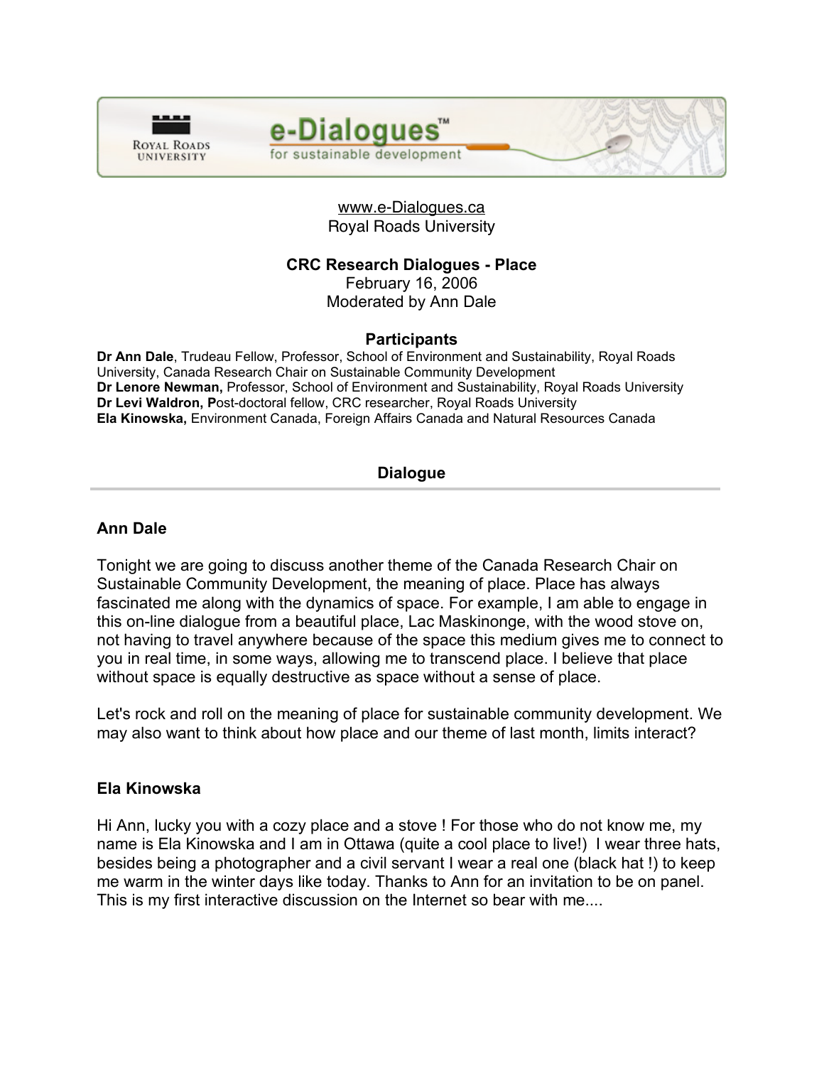www.e-Dialogues.ca
Royal Roads University

**CRC Research Dialogues - Place**
February 16, 2006
Moderated by Ann Dale

## Participants

**Dr Ann Dale**, Trudeau Fellow, Professor, School of Environment and Sustainability, Royal Roads University, Canada Research Chair on Sustainable Community Development
**Dr Lenore Newman,** Professor, School of Environment and Sustainability, Royal Roads University
**Dr Levi Waldron, P**ost-doctoral fellow, CRC researcher, Royal Roads University
**Ela Kinowska,** Environment Canada, Foreign Affairs Canada and Natural Resources Canada

## Dialogue

### Ann Dale

Tonight we are going to discuss another theme of the Canada Research Chair on Sustainable Community Development, the meaning of place. Place has always fascinated me along with the dynamics of space. For example, I am able to engage in this on-line dialogue from a beautiful place, Lac Maskinonge, with the wood stove on, not having to travel anywhere because of the space this medium gives me to connect to you in real time, in some ways, allowing me to transcend place. I believe that place without space is equally destructive as space without a sense of place.

Let's rock and roll on the meaning of place for sustainable community development. We may also want to think about how place and our theme of last month, limits interact?

### Ela Kinowska

Hi Ann, lucky you with a cozy place and a stove ! For those who do not know me, my name is Ela Kinowska and I am in Ottawa (quite a cool place to live!) I wear three hats, besides being a photographer and a civil servant I wear a real one (black hat !) to keep me warm in the winter days like today. Thanks to Ann for an invitation to be on panel. This is my first interactive discussion on the Internet so bear with me....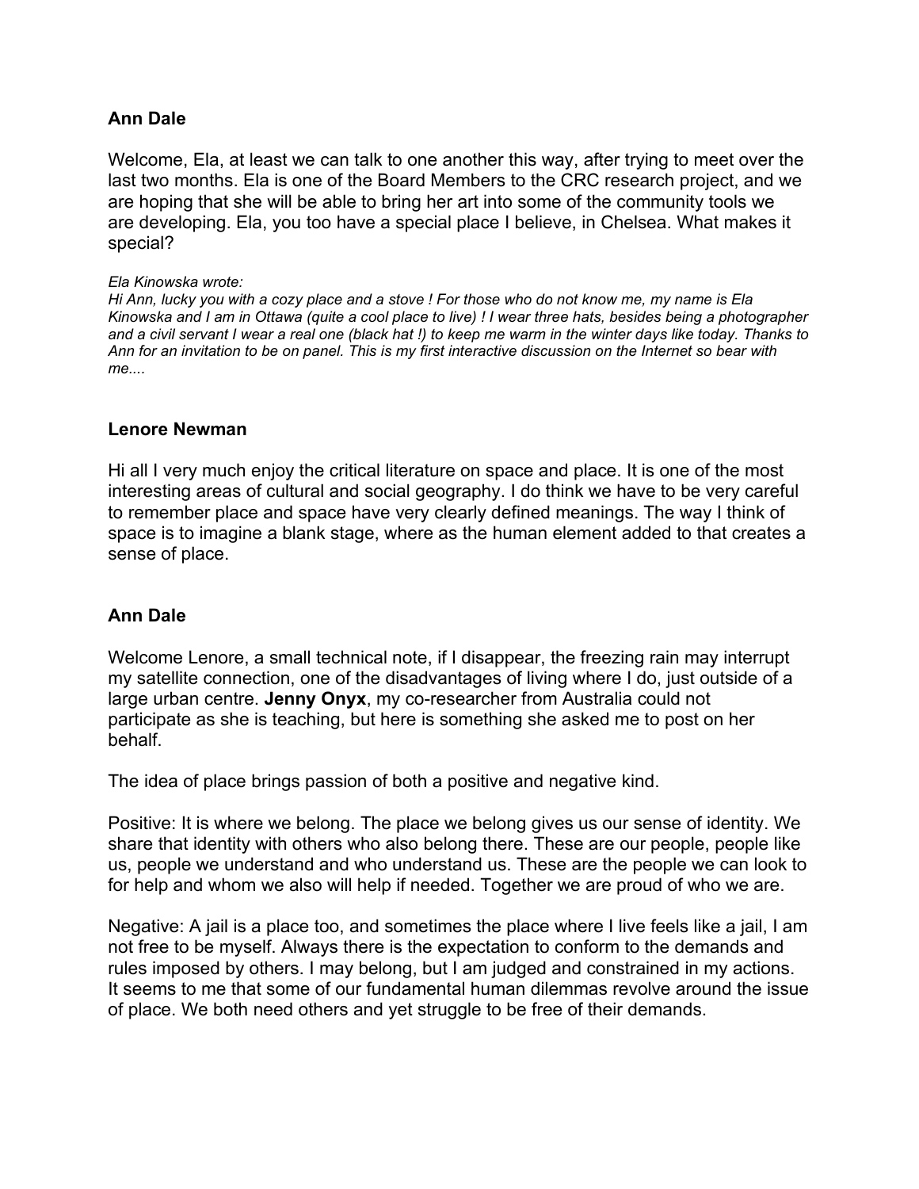**Ann Dale**

Welcome, Ela, at least we can talk to one another this way, after trying to meet over the last two months. Ela is one of the Board Members to the CRC research project, and we are hoping that she will be able to bring her art into some of the community tools we are developing. Ela, you too have a special place I believe, in Chelsea. What makes it special?

*Ela Kinowska wrote:*
*Hi Ann, lucky you with a cozy place and a stove ! For those who do not know me, my name is Ela Kinowska and I am in Ottawa (quite a cool place to live) ! I wear three hats, besides being a photographer and a civil servant I wear a real one (black hat !) to keep me warm in the winter days like today. Thanks to Ann for an invitation to be on panel. This is my first interactive discussion on the Internet so bear with me....*

**Lenore Newman**

Hi all I very much enjoy the critical literature on space and place. It is one of the most interesting areas of cultural and social geography. I do think we have to be very careful to remember place and space have very clearly defined meanings. The way I think of space is to imagine a blank stage, where as the human element added to that creates a sense of place.

**Ann Dale**

Welcome Lenore, a small technical note, if I disappear, the freezing rain may interrupt my satellite connection, one of the disadvantages of living where I do, just outside of a large urban centre. **Jenny Onyx**, my co-researcher from Australia could not participate as she is teaching, but here is something she asked me to post on her behalf.

The idea of place brings passion of both a positive and negative kind.

Positive: It is where we belong. The place we belong gives us our sense of identity. We share that identity with others who also belong there. These are our people, people like us, people we understand and who understand us. These are the people we can look to for help and whom we also will help if needed. Together we are proud of who we are.

Negative: A jail is a place too, and sometimes the place where I live feels like a jail, I am not free to be myself. Always there is the expectation to conform to the demands and rules imposed by others. I may belong, but I am judged and constrained in my actions. It seems to me that some of our fundamental human dilemmas revolve around the issue of place. We both need others and yet struggle to be free of their demands.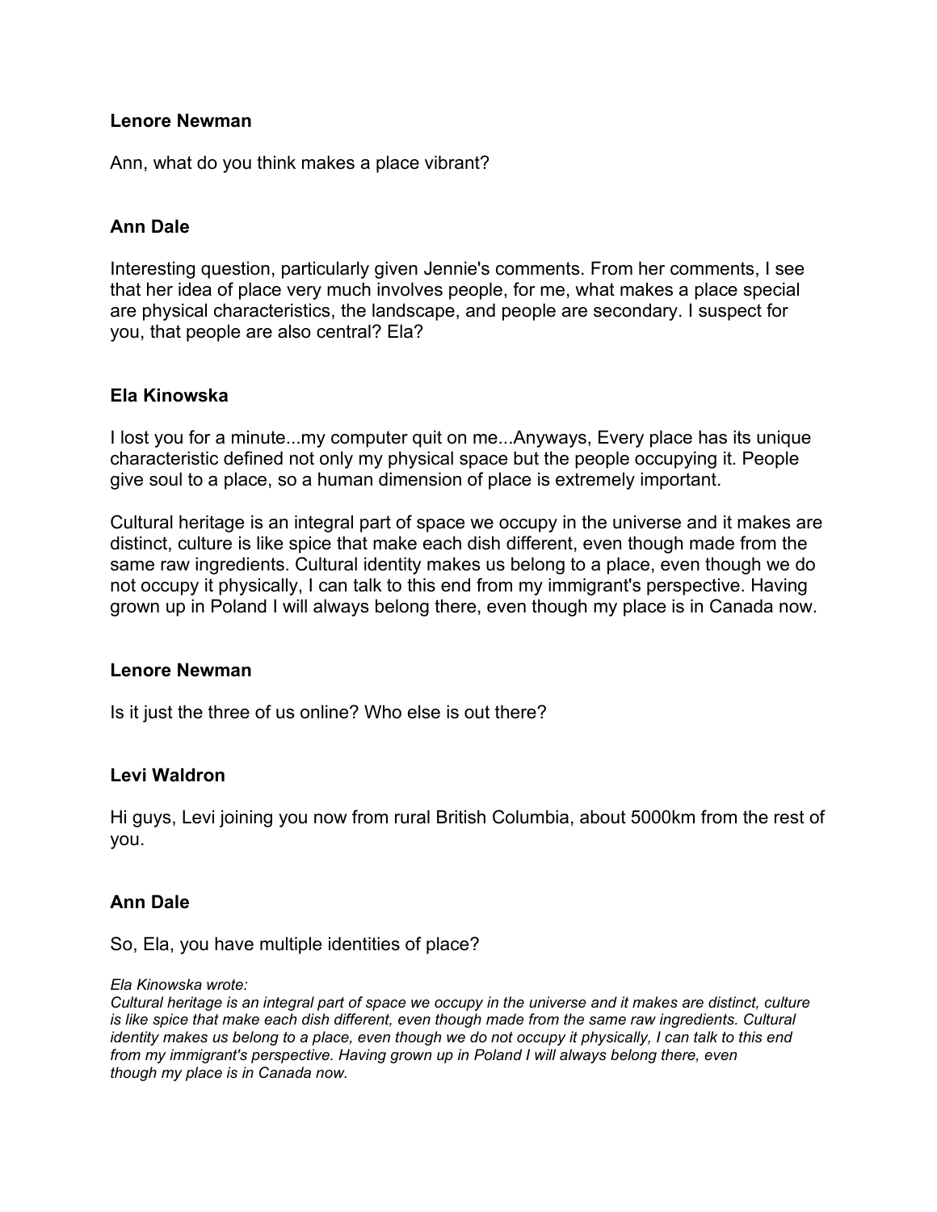**Lenore Newman**

Ann, what do you think makes a place vibrant?

**Ann Dale**

Interesting question, particularly given Jennie's comments. From her comments, I see that her idea of place very much involves people, for me, what makes a place special are physical characteristics, the landscape, and people are secondary. I suspect for you, that people are also central? Ela?

**Ela Kinowska**

I lost you for a minute...my computer quit on me...Anyways, Every place has its unique characteristic defined not only my physical space but the people occupying it. People give soul to a place, so a human dimension of place is extremely important.

Cultural heritage is an integral part of space we occupy in the universe and it makes are distinct, culture is like spice that make each dish different, even though made from the same raw ingredients. Cultural identity makes us belong to a place, even though we do not occupy it physically, I can talk to this end from my immigrant's perspective. Having grown up in Poland I will always belong there, even though my place is in Canada now.

**Lenore Newman**

Is it just the three of us online? Who else is out there?

**Levi Waldron**

Hi guys, Levi joining you now from rural British Columbia, about 5000km from the rest of you.

**Ann Dale**

So, Ela, you have multiple identities of place?

*Ela Kinowska wrote:*
*Cultural heritage is an integral part of space we occupy in the universe and it makes are distinct, culture is like spice that make each dish different, even though made from the same raw ingredients. Cultural identity makes us belong to a place, even though we do not occupy it physically, I can talk to this end from my immigrant's perspective. Having grown up in Poland I will always belong there, even though my place is in Canada now.*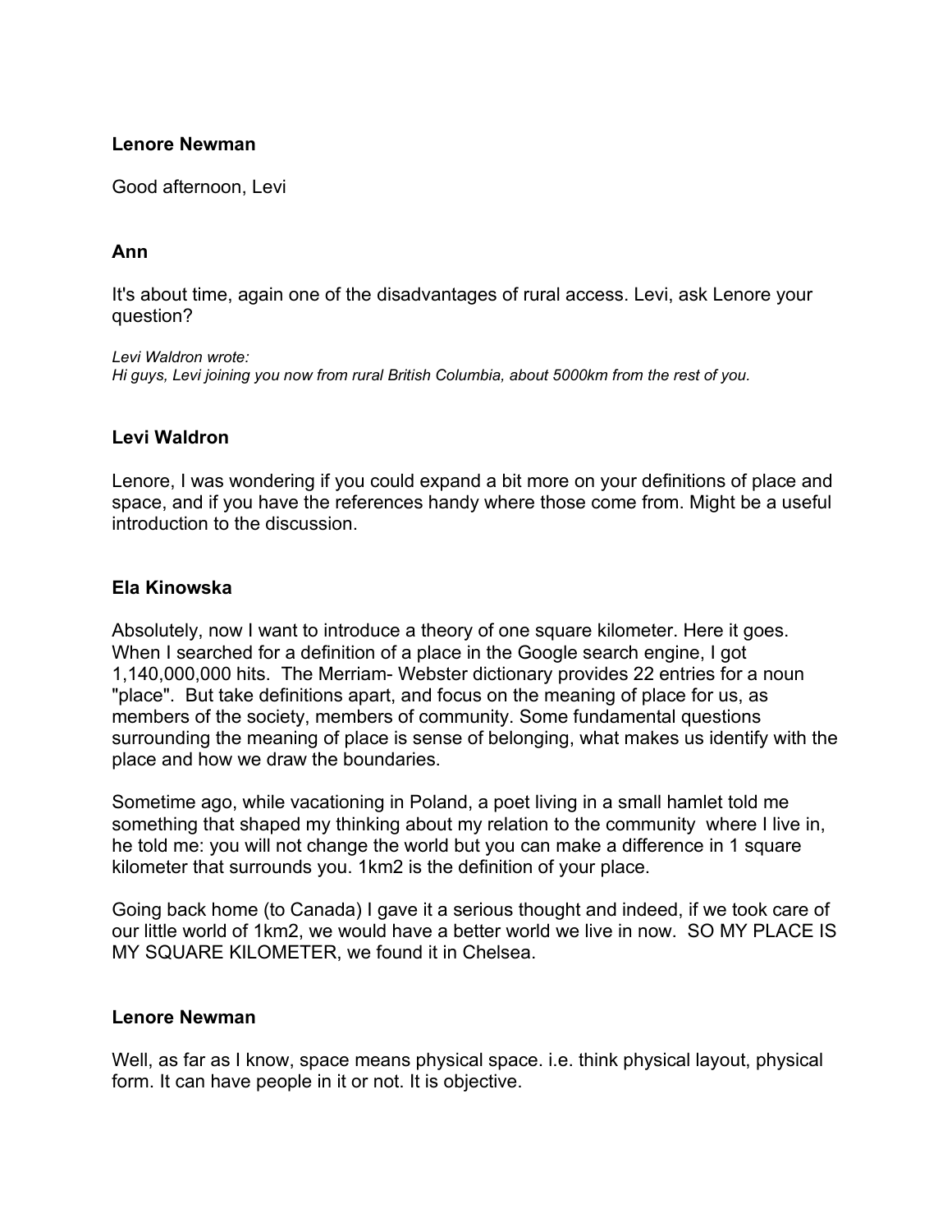**Lenore Newman**

Good afternoon, Levi

**Ann**

It's about time, again one of the disadvantages of rural access. Levi, ask Lenore your question?

*Levi Waldron wrote:*
*Hi guys, Levi joining you now from rural British Columbia, about 5000km from the rest of you.*

**Levi Waldron**

Lenore, I was wondering if you could expand a bit more on your definitions of place and space, and if you have the references handy where those come from. Might be a useful introduction to the discussion.

**Ela Kinowska**

Absolutely, now I want to introduce a theory of one square kilometer. Here it goes. When I searched for a definition of a place in the Google search engine, I got 1,140,000,000 hits. The Merriam- Webster dictionary provides 22 entries for a noun "place". But take definitions apart, and focus on the meaning of place for us, as members of the society, members of community. Some fundamental questions surrounding the meaning of place is sense of belonging, what makes us identify with the place and how we draw the boundaries.

Sometime ago, while vacationing in Poland, a poet living in a small hamlet told me something that shaped my thinking about my relation to the community where I live in, he told me: you will not change the world but you can make a difference in 1 square kilometer that surrounds you. 1km2 is the definition of your place.

Going back home (to Canada) I gave it a serious thought and indeed, if we took care of our little world of 1km2, we would have a better world we live in now. SO MY PLACE IS MY SQUARE KILOMETER, we found it in Chelsea.

**Lenore Newman**

Well, as far as I know, space means physical space. i.e. think physical layout, physical form. It can have people in it or not. It is objective.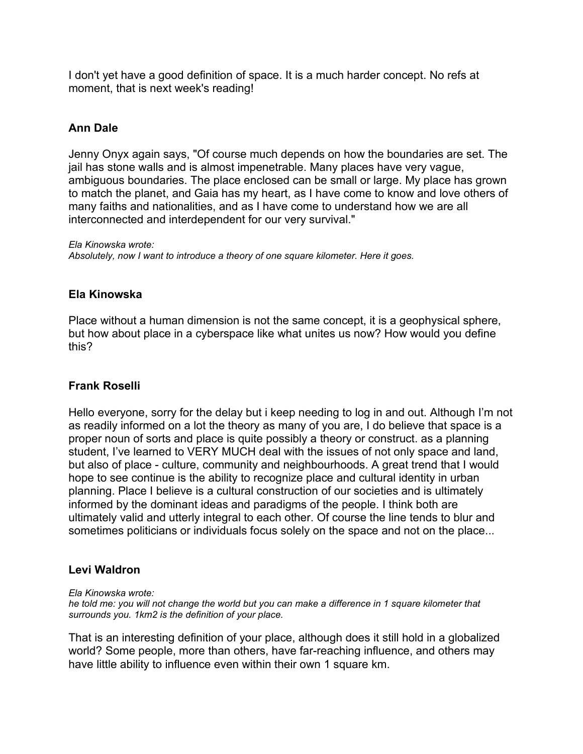I don't yet have a good definition of space. It is a much harder concept. No refs at moment, that is next week's reading!

### Ann Dale

Jenny Onyx again says, "Of course much depends on how the boundaries are set. The jail has stone walls and is almost impenetrable. Many places have very vague, ambiguous boundaries. The place enclosed can be small or large. My place has grown to match the planet, and Gaia has my heart, as I have come to know and love others of many faiths and nationalities, and as I have come to understand how we are all interconnected and interdependent for our very survival."

*Ela Kinowska wrote:*
*Absolutely, now I want to introduce a theory of one square kilometer. Here it goes.*

### Ela Kinowska

Place without a human dimension is not the same concept, it is a geophysical sphere, but how about place in a cyberspace like what unites us now? How would you define this?

### Frank Roselli

Hello everyone, sorry for the delay but i keep needing to log in and out. Although I'm not as readily informed on a lot the theory as many of you are, I do believe that space is a proper noun of sorts and place is quite possibly a theory or construct. as a planning student, I've learned to VERY MUCH deal with the issues of not only space and land, but also of place - culture, community and neighbourhoods. A great trend that I would hope to see continue is the ability to recognize place and cultural identity in urban planning. Place I believe is a cultural construction of our societies and is ultimately informed by the dominant ideas and paradigms of the people. I think both are ultimately valid and utterly integral to each other. Of course the line tends to blur and sometimes politicians or individuals focus solely on the space and not on the place...

### Levi Waldron

*Ela Kinowska wrote:*
*he told me: you will not change the world but you can make a difference in 1 square kilometer that surrounds you. 1km2 is the definition of your place.*

That is an interesting definition of your place, although does it still hold in a globalized world? Some people, more than others, have far-reaching influence, and others may have little ability to influence even within their own 1 square km.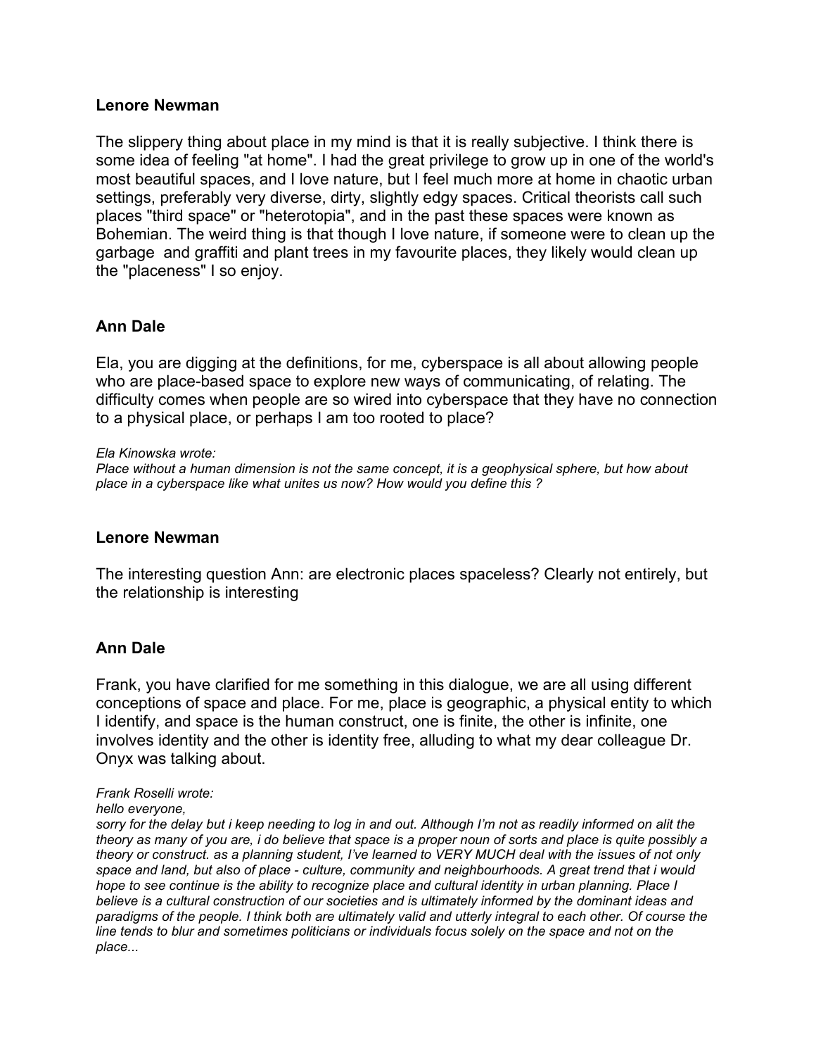**Lenore Newman**

The slippery thing about place in my mind is that it is really subjective. I think there is some idea of feeling "at home". I had the great privilege to grow up in one of the world's most beautiful spaces, and I love nature, but I feel much more at home in chaotic urban settings, preferably very diverse, dirty, slightly edgy spaces. Critical theorists call such places "third space" or "heterotopia", and in the past these spaces were known as Bohemian. The weird thing is that though I love nature, if someone were to clean up the garbage and graffiti and plant trees in my favourite places, they likely would clean up the "placeness" I so enjoy.

**Ann Dale**

Ela, you are digging at the definitions, for me, cyberspace is all about allowing people who are place-based space to explore new ways of communicating, of relating. The difficulty comes when people are so wired into cyberspace that they have no connection to a physical place, or perhaps I am too rooted to place?

*Ela Kinowska wrote:*
*Place without a human dimension is not the same concept, it is a geophysical sphere, but how about place in a cyberspace like what unites us now? How would you define this ?*

**Lenore Newman**

The interesting question Ann: are electronic places spaceless? Clearly not entirely, but the relationship is interesting

**Ann Dale**

Frank, you have clarified for me something in this dialogue, we are all using different conceptions of space and place. For me, place is geographic, a physical entity to which I identify, and space is the human construct, one is finite, the other is infinite, one involves identity and the other is identity free, alluding to what my dear colleague Dr. Onyx was talking about.

*Frank Roselli wrote:*
*hello everyone,*
*sorry for the delay but i keep needing to log in and out. Although I'm not as readily informed on alit the theory as many of you are, i do believe that space is a proper noun of sorts and place is quite possibly a theory or construct. as a planning student, I've learned to VERY MUCH deal with the issues of not only space and land, but also of place - culture, community and neighbourhoods. A great trend that i would hope to see continue is the ability to recognize place and cultural identity in urban planning. Place I believe is a cultural construction of our societies and is ultimately informed by the dominant ideas and paradigms of the people. I think both are ultimately valid and utterly integral to each other. Of course the line tends to blur and sometimes politicians or individuals focus solely on the space and not on the place...*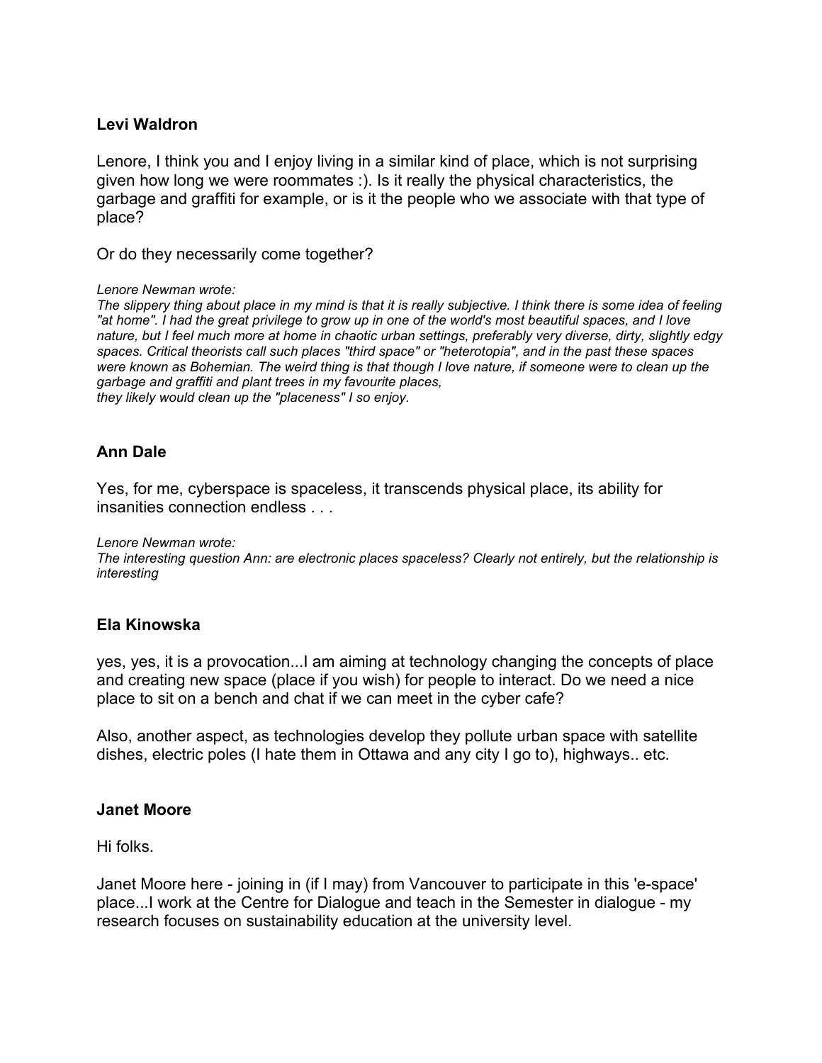**Levi Waldron**

Lenore, I think you and I enjoy living in a similar kind of place, which is not surprising given how long we were roommates :). Is it really the physical characteristics, the garbage and graffiti for example, or is it the people who we associate with that type of place?

Or do they necessarily come together?

*Lenore Newman wrote:*
*The slippery thing about place in my mind is that it is really subjective. I think there is some idea of feeling "at home". I had the great privilege to grow up in one of the world's most beautiful spaces, and I love nature, but I feel much more at home in chaotic urban settings, preferably very diverse, dirty, slightly edgy spaces. Critical theorists call such places "third space" or "heterotopia", and in the past these spaces were known as Bohemian. The weird thing is that though I love nature, if someone were to clean up the garbage and graffiti and plant trees in my favourite places,*
*they likely would clean up the "placeness" I so enjoy.*

**Ann Dale**

Yes, for me, cyberspace is spaceless, it transcends physical place, its ability for insanities connection endless . . .

*Lenore Newman wrote:*
*The interesting question Ann: are electronic places spaceless? Clearly not entirely, but the relationship is interesting*

**Ela Kinowska**

yes, yes, it is a provocation...I am aiming at technology changing the concepts of place and creating new space (place if you wish) for people to interact. Do we need a nice place to sit on a bench and chat if we can meet in the cyber cafe?

Also, another aspect, as technologies develop they pollute urban space with satellite dishes, electric poles (I hate them in Ottawa and any city I go to), highways.. etc.

**Janet Moore**

Hi folks.

Janet Moore here - joining in (if I may) from Vancouver to participate in this 'e-space' place...I work at the Centre for Dialogue and teach in the Semester in dialogue - my research focuses on sustainability education at the university level.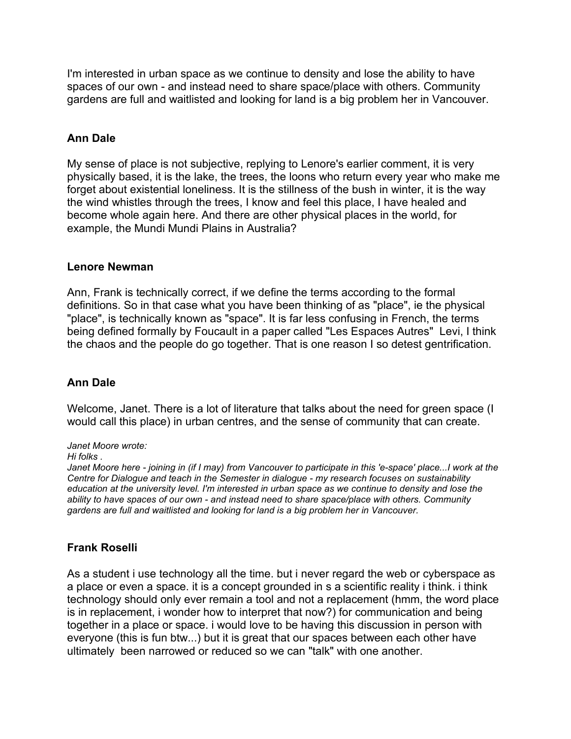I'm interested in urban space as we continue to density and lose the ability to have spaces of our own - and instead need to share space/place with others. Community gardens are full and waitlisted and looking for land is a big problem her in Vancouver.

**Ann Dale**

My sense of place is not subjective, replying to Lenore's earlier comment, it is very physically based, it is the lake, the trees, the loons who return every year who make me forget about existential loneliness. It is the stillness of the bush in winter, it is the way the wind whistles through the trees, I know and feel this place, I have healed and become whole again here. And there are other physical places in the world, for example, the Mundi Mundi Plains in Australia?

**Lenore Newman**

Ann, Frank is technically correct, if we define the terms according to the formal definitions. So in that case what you have been thinking of as "place", ie the physical "place", is technically known as "space". It is far less confusing in French, the terms being defined formally by Foucault in a paper called "Les Espaces Autres"  Levi, I think the chaos and the people do go together. That is one reason I so detest gentrification.

**Ann Dale**

Welcome, Janet. There is a lot of literature that talks about the need for green space (I would call this place) in urban centres, and the sense of community that can create.

*Janet Moore wrote:*
*Hi folks .*
*Janet Moore here - joining in (if I may) from Vancouver to participate in this 'e-space' place...I work at the Centre for Dialogue and teach in the Semester in dialogue - my research focuses on sustainability education at the university level. I'm interested in urban space as we continue to density and lose the ability to have spaces of our own - and instead need to share space/place with others. Community gardens are full and waitlisted and looking for land is a big problem her in Vancouver.*

**Frank Roselli**

As a student i use technology all the time. but i never regard the web or cyberspace as a place or even a space. it is a concept grounded in s a scientific reality i think. i think technology should only ever remain a tool and not a replacement (hmm, the word place is in replacement, i wonder how to interpret that now?) for communication and being together in a place or space. i would love to be having this discussion in person with everyone (this is fun btw...) but it is great that our spaces between each other have ultimately  been narrowed or reduced so we can "talk" with one another.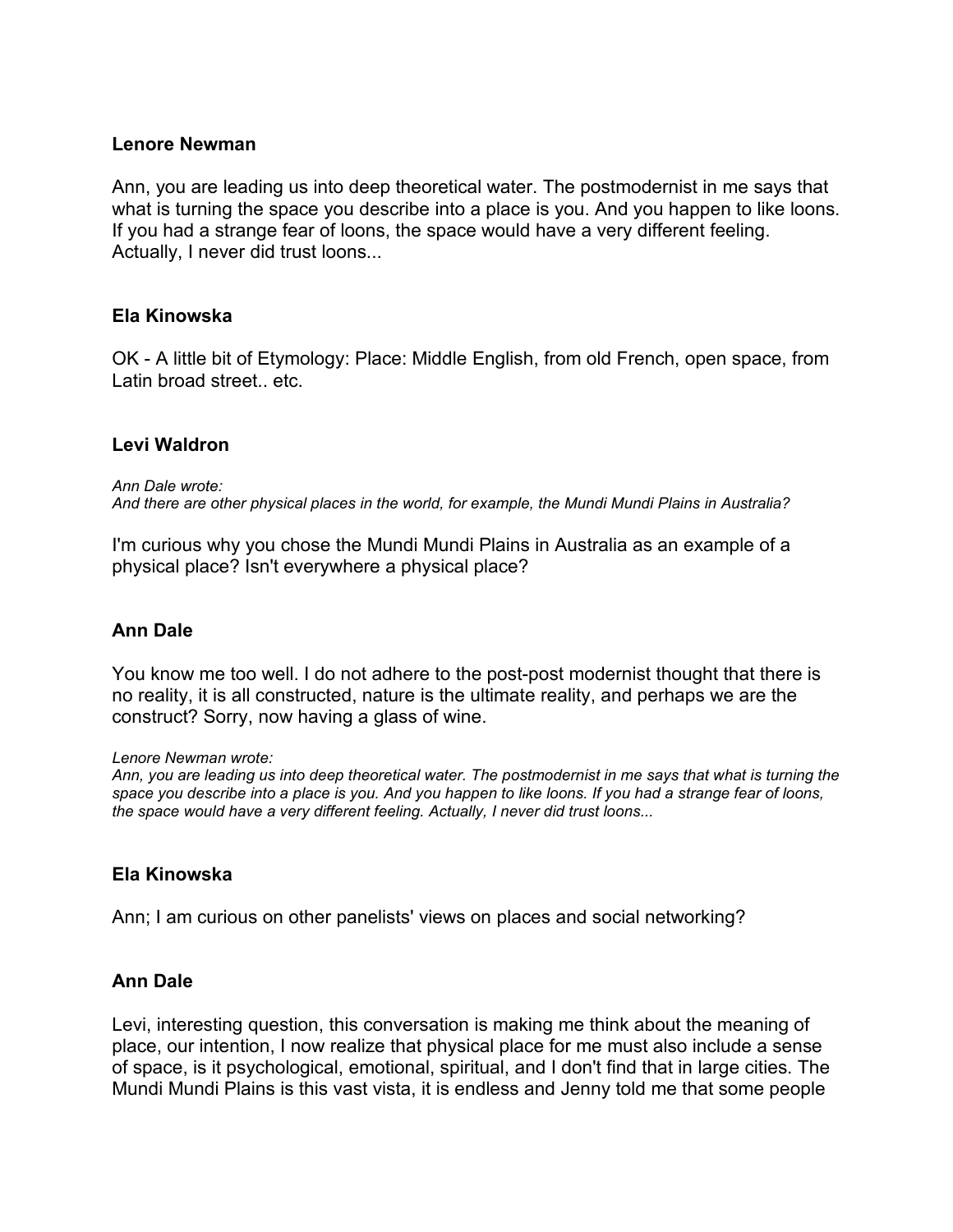**Lenore Newman**

Ann, you are leading us into deep theoretical water. The postmodernist in me says that what is turning the space you describe into a place is you. And you happen to like loons. If you had a strange fear of loons, the space would have a very different feeling. Actually, I never did trust loons...

**Ela Kinowska**

OK - A little bit of Etymology: Place: Middle English, from old French, open space, from Latin broad street.. etc.

**Levi Waldron**

*Ann Dale wrote:*
*And there are other physical places in the world, for example, the Mundi Mundi Plains in Australia?*

I'm curious why you chose the Mundi Mundi Plains in Australia as an example of a physical place? Isn't everywhere a physical place?

**Ann Dale**

You know me too well. I do not adhere to the post-post modernist thought that there is no reality, it is all constructed, nature is the ultimate reality, and perhaps we are the construct? Sorry, now having a glass of wine.

*Lenore Newman wrote:*
*Ann, you are leading us into deep theoretical water. The postmodernist in me says that what is turning the space you describe into a place is you. And you happen to like loons. If you had a strange fear of loons, the space would have a very different feeling. Actually, I never did trust loons...*

**Ela Kinowska**

Ann; I am curious on other panelists' views on places and social networking?

**Ann Dale**

Levi, interesting question, this conversation is making me think about the meaning of place, our intention, I now realize that physical place for me must also include a sense of space, is it psychological, emotional, spiritual, and I don't find that in large cities. The Mundi Mundi Plains is this vast vista, it is endless and Jenny told me that some people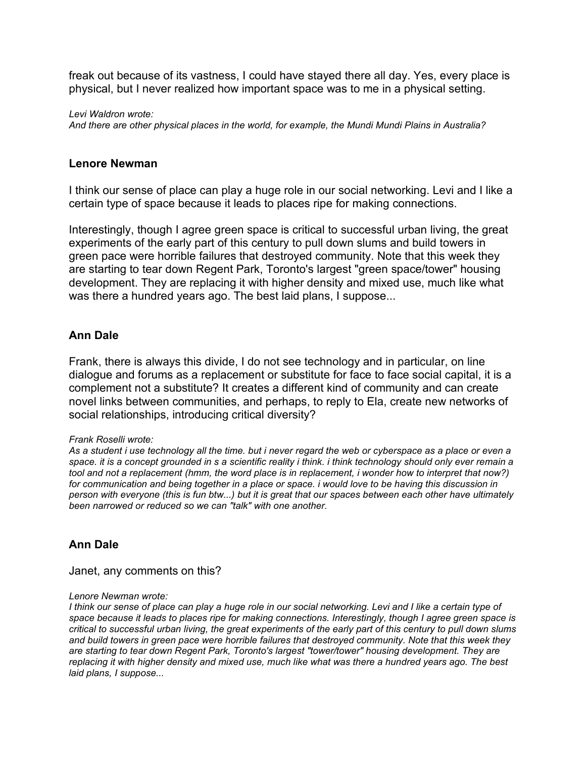freak out because of its vastness, I could have stayed there all day. Yes, every place is physical, but I never realized how important space was to me in a physical setting.

*Levi Waldron wrote:*
*And there are other physical places in the world, for example, the Mundi Mundi Plains in Australia?*

### Lenore Newman

I think our sense of place can play a huge role in our social networking. Levi and I like a certain type of space because it leads to places ripe for making connections.

Interestingly, though I agree green space is critical to successful urban living, the great experiments of the early part of this century to pull down slums and build towers in green pace were horrible failures that destroyed community. Note that this week they are starting to tear down Regent Park, Toronto's largest "green space/tower" housing development. They are replacing it with higher density and mixed use, much like what was there a hundred years ago. The best laid plans, I suppose...

### Ann Dale

Frank, there is always this divide, I do not see technology and in particular, on line dialogue and forums as a replacement or substitute for face to face social capital, it is a complement not a substitute? It creates a different kind of community and can create novel links between communities, and perhaps, to reply to Ela, create new networks of social relationships, introducing critical diversity?

*Frank Roselli wrote:*
*As a student i use technology all the time. but i never regard the web or cyberspace as a place or even a space. it is a concept grounded in s a scientific reality i think. i think technology should only ever remain a tool and not a replacement (hmm, the word place is in replacement, i wonder how to interpret that now?) for communication and being together in a place or space. i would love to be having this discussion in person with everyone (this is fun btw...) but it is great that our spaces between each other have ultimately been narrowed or reduced so we can "talk" with one another.*

### Ann Dale

Janet, any comments on this?

*Lenore Newman wrote:*
*I think our sense of place can play a huge role in our social networking. Levi and I like a certain type of space because it leads to places ripe for making connections. Interestingly, though I agree green space is critical to successful urban living, the great experiments of the early part of this century to pull down slums and build towers in green pace were horrible failures that destroyed community. Note that this week they are starting to tear down Regent Park, Toronto's largest "tower/tower" housing development. They are replacing it with higher density and mixed use, much like what was there a hundred years ago. The best laid plans, I suppose...*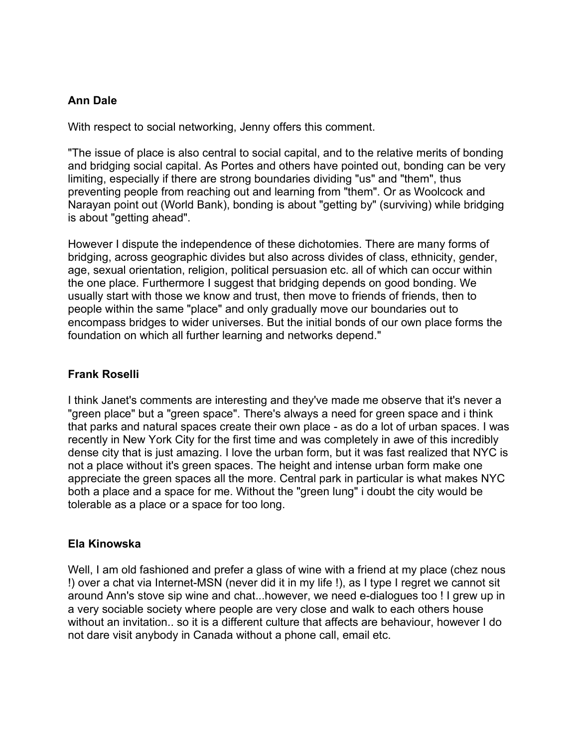**Ann Dale**

With respect to social networking, Jenny offers this comment.

"The issue of place is also central to social capital, and to the relative merits of bonding and bridging social capital. As Portes and others have pointed out, bonding can be very limiting, especially if there are strong boundaries dividing "us" and "them", thus preventing people from reaching out and learning from "them". Or as Woolcock and Narayan point out (World Bank), bonding is about "getting by" (surviving) while bridging is about "getting ahead".

However I dispute the independence of these dichotomies. There are many forms of bridging, across geographic divides but also across divides of class, ethnicity, gender, age, sexual orientation, religion, political persuasion etc. all of which can occur within the one place. Furthermore I suggest that bridging depends on good bonding. We usually start with those we know and trust, then move to friends of friends, then to people within the same "place" and only gradually move our boundaries out to encompass bridges to wider universes. But the initial bonds of our own place forms the foundation on which all further learning and networks depend."

**Frank Roselli**

I think Janet's comments are interesting and they've made me observe that it's never a "green place" but a "green space". There's always a need for green space and i think that parks and natural spaces create their own place - as do a lot of urban spaces. I was recently in New York City for the first time and was completely in awe of this incredibly dense city that is just amazing. I love the urban form, but it was fast realized that NYC is not a place without it's green spaces. The height and intense urban form make one appreciate the green spaces all the more. Central park in particular is what makes NYC both a place and a space for me. Without the "green lung" i doubt the city would be tolerable as a place or a space for too long.

**Ela Kinowska**

Well, I am old fashioned and prefer a glass of wine with a friend at my place (chez nous !) over a chat via Internet-MSN (never did it in my life !), as I type I regret we cannot sit around Ann's stove sip wine and chat...however, we need e-dialogues too ! I grew up in a very sociable society where people are very close and walk to each others house without an invitation.. so it is a different culture that affects are behaviour, however I do not dare visit anybody in Canada without a phone call, email etc.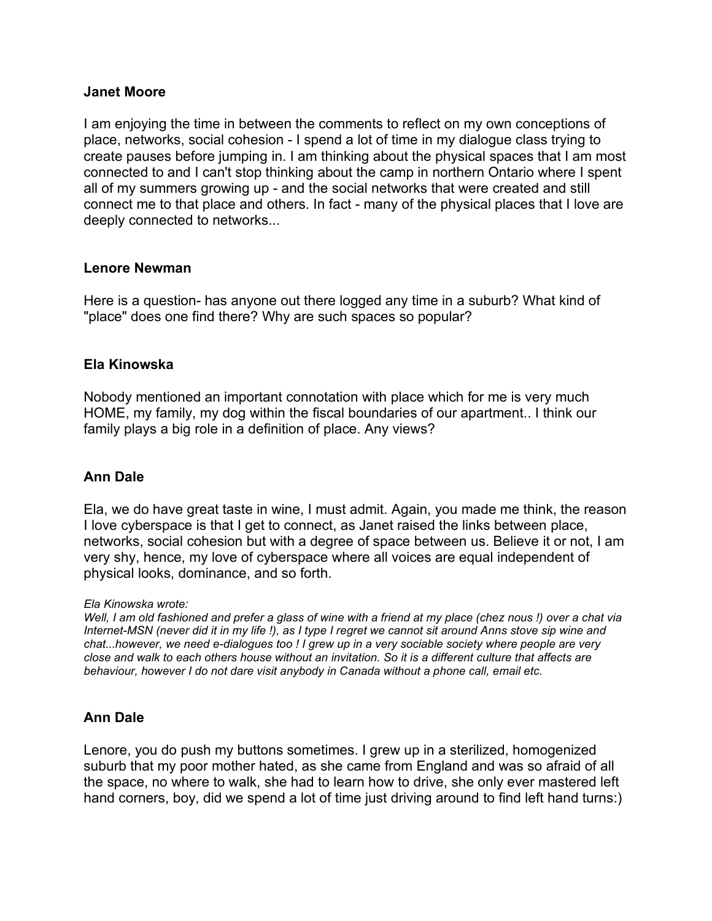**Janet Moore**

I am enjoying the time in between the comments to reflect on my own conceptions of place, networks, social cohesion - I spend a lot of time in my dialogue class trying to create pauses before jumping in. I am thinking about the physical spaces that I am most connected to and I can't stop thinking about the camp in northern Ontario where I spent all of my summers growing up - and the social networks that were created and still connect me to that place and others. In fact - many of the physical places that I love are deeply connected to networks...

**Lenore Newman**

Here is a question- has anyone out there logged any time in a suburb? What kind of "place" does one find there? Why are such spaces so popular?

**Ela Kinowska**

Nobody mentioned an important connotation with place which for me is very much HOME, my family, my dog within the fiscal boundaries of our apartment.. I think our family plays a big role in a definition of place. Any views?

**Ann Dale**

Ela, we do have great taste in wine, I must admit. Again, you made me think, the reason I love cyberspace is that I get to connect, as Janet raised the links between place, networks, social cohesion but with a degree of space between us. Believe it or not, I am very shy, hence, my love of cyberspace where all voices are equal independent of physical looks, dominance, and so forth.

*Ela Kinowska wrote:*
*Well, I am old fashioned and prefer a glass of wine with a friend at my place (chez nous !) over a chat via Internet-MSN (never did it in my life !), as I type I regret we cannot sit around Anns stove sip wine and chat...however, we need e-dialogues too ! I grew up in a very sociable society where people are very close and walk to each others house without an invitation. So it is a different culture that affects are behaviour, however I do not dare visit anybody in Canada without a phone call, email etc.*

**Ann Dale**

Lenore, you do push my buttons sometimes. I grew up in a sterilized, homogenized suburb that my poor mother hated, as she came from England and was so afraid of all the space, no where to walk, she had to learn how to drive, she only ever mastered left hand corners, boy, did we spend a lot of time just driving around to find left hand turns:)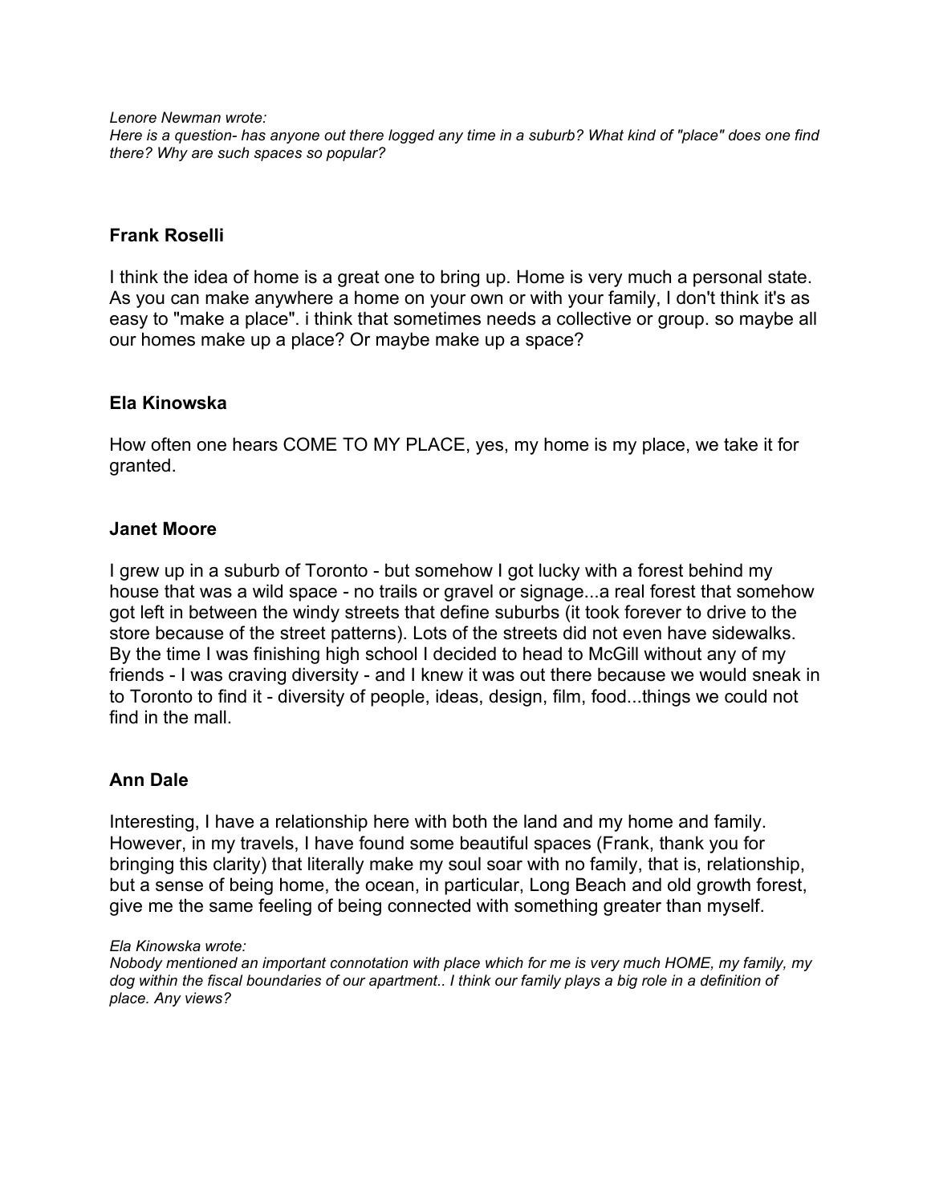*Lenore Newman wrote:*
*Here is a question- has anyone out there logged any time in a suburb? What kind of "place" does one find there? Why are such spaces so popular?*

**Frank Roselli**

I think the idea of home is a great one to bring up. Home is very much a personal state. As you can make anywhere a home on your own or with your family, I don't think it's as easy to "make a place". i think that sometimes needs a collective or group. so maybe all our homes make up a place? Or maybe make up a space?

**Ela Kinowska**

How often one hears COME TO MY PLACE, yes, my home is my place, we take it for granted.

**Janet Moore**

I grew up in a suburb of Toronto - but somehow I got lucky with a forest behind my house that was a wild space - no trails or gravel or signage...a real forest that somehow got left in between the windy streets that define suburbs (it took forever to drive to the store because of the street patterns). Lots of the streets did not even have sidewalks. By the time I was finishing high school I decided to head to McGill without any of my friends - I was craving diversity - and I knew it was out there because we would sneak in to Toronto to find it - diversity of people, ideas, design, film, food...things we could not find in the mall.

**Ann Dale**

Interesting, I have a relationship here with both the land and my home and family. However, in my travels, I have found some beautiful spaces (Frank, thank you for bringing this clarity) that literally make my soul soar with no family, that is, relationship, but a sense of being home, the ocean, in particular, Long Beach and old growth forest, give me the same feeling of being connected with something greater than myself.

*Ela Kinowska wrote:*
*Nobody mentioned an important connotation with place which for me is very much HOME, my family, my dog within the fiscal boundaries of our apartment.. I think our family plays a big role in a definition of place. Any views?*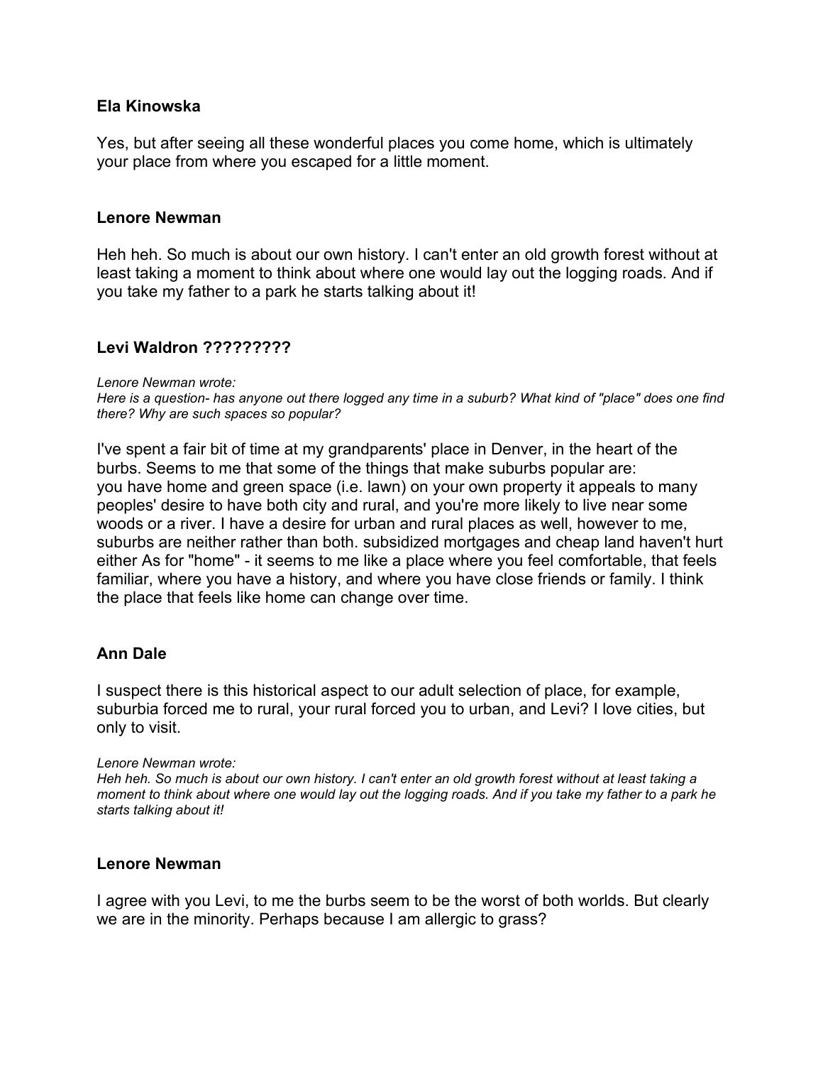**Ela Kinowska**

Yes, but after seeing all these wonderful places you come home, which is ultimately your place from where you escaped for a little moment.

**Lenore Newman**

Heh heh. So much is about our own history. I can't enter an old growth forest without at least taking a moment to think about where one would lay out the logging roads. And if you take my father to a park he starts talking about it!

**Levi Waldron ?????????**

*Lenore Newman wrote:*
*Here is a question- has anyone out there logged any time in a suburb? What kind of "place" does one find there? Why are such spaces so popular?*

I've spent a fair bit of time at my grandparents' place in Denver, in the heart of the burbs. Seems to me that some of the things that make suburbs popular are: you have home and green space (i.e. lawn) on your own property it appeals to many peoples' desire to have both city and rural, and you're more likely to live near some woods or a river. I have a desire for urban and rural places as well, however to me, suburbs are neither rather than both. subsidized mortgages and cheap land haven't hurt either As for "home" - it seems to me like a place where you feel comfortable, that feels familiar, where you have a history, and where you have close friends or family. I think the place that feels like home can change over time.

**Ann Dale**

I suspect there is this historical aspect to our adult selection of place, for example, suburbia forced me to rural, your rural forced you to urban, and Levi? I love cities, but only to visit.

*Lenore Newman wrote:*
*Heh heh. So much is about our own history. I can't enter an old growth forest without at least taking a moment to think about where one would lay out the logging roads. And if you take my father to a park he starts talking about it!*

**Lenore Newman**

I agree with you Levi, to me the burbs seem to be the worst of both worlds. But clearly we are in the minority. Perhaps because I am allergic to grass?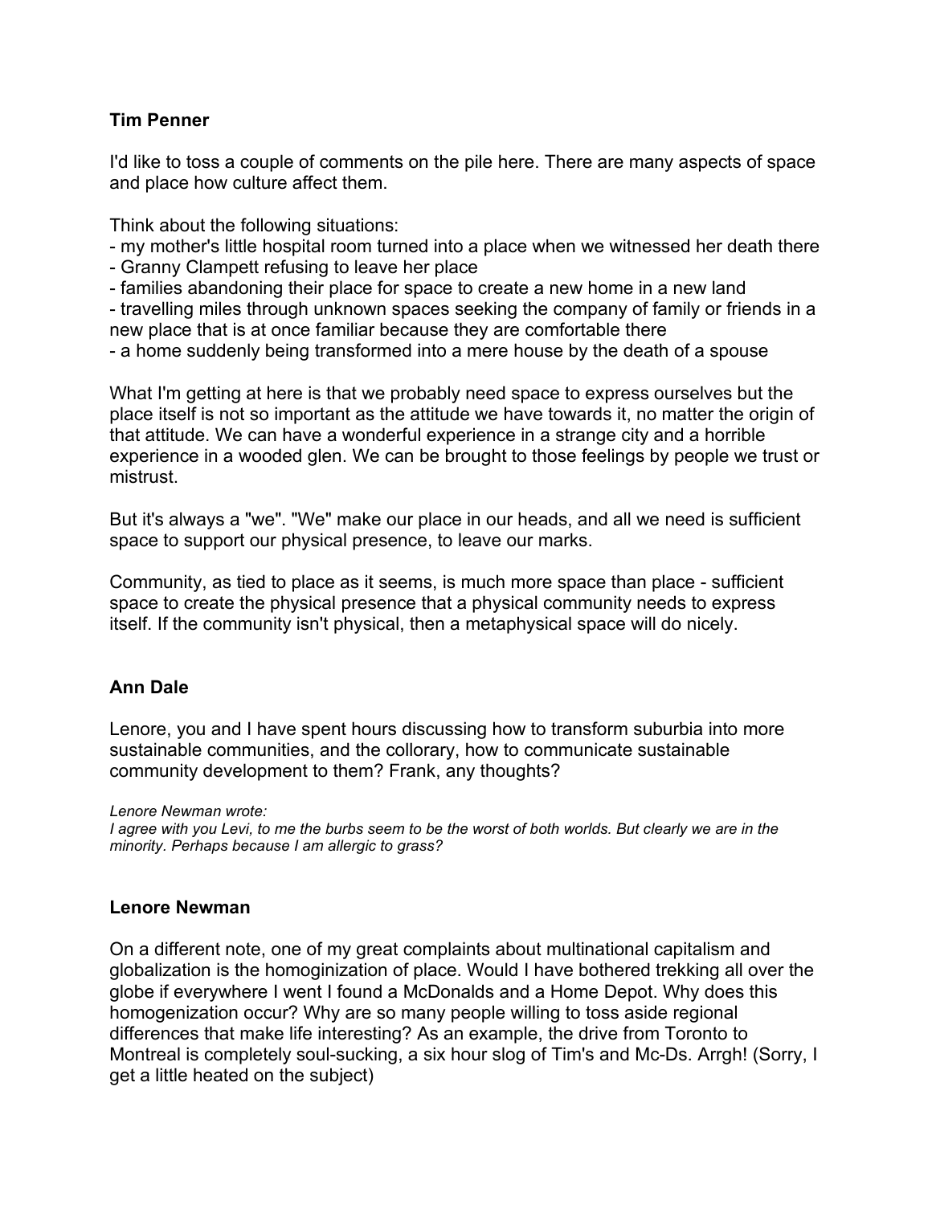**Tim Penner**

I'd like to toss a couple of comments on the pile here. There are many aspects of space and place how culture affect them.

Think about the following situations:
- my mother's little hospital room turned into a place when we witnessed her death there
- Granny Clampett refusing to leave her place
- families abandoning their place for space to create a new home in a new land
- travelling miles through unknown spaces seeking the company of family or friends in a new place that is at once familiar because they are comfortable there
- a home suddenly being transformed into a mere house by the death of a spouse

What I'm getting at here is that we probably need space to express ourselves but the place itself is not so important as the attitude we have towards it, no matter the origin of that attitude. We can have a wonderful experience in a strange city and a horrible experience in a wooded glen. We can be brought to those feelings by people we trust or mistrust.

But it's always a "we". "We" make our place in our heads, and all we need is sufficient space to support our physical presence, to leave our marks.

Community, as tied to place as it seems, is much more space than place - sufficient space to create the physical presence that a physical community needs to express itself. If the community isn't physical, then a metaphysical space will do nicely.

**Ann Dale**

Lenore, you and I have spent hours discussing how to transform suburbia into more sustainable communities, and the collorary, how to communicate sustainable community development to them? Frank, any thoughts?

*Lenore Newman wrote:*
*I agree with you Levi, to me the burbs seem to be the worst of both worlds. But clearly we are in the minority. Perhaps because I am allergic to grass?*

**Lenore Newman**

On a different note, one of my great complaints about multinational capitalism and globalization is the homoginization of place. Would I have bothered trekking all over the globe if everywhere I went I found a McDonalds and a Home Depot. Why does this homogenization occur? Why are so many people willing to toss aside regional differences that make life interesting? As an example, the drive from Toronto to Montreal is completely soul-sucking, a six hour slog of Tim's and Mc-Ds. Arrgh! (Sorry, I get a little heated on the subject)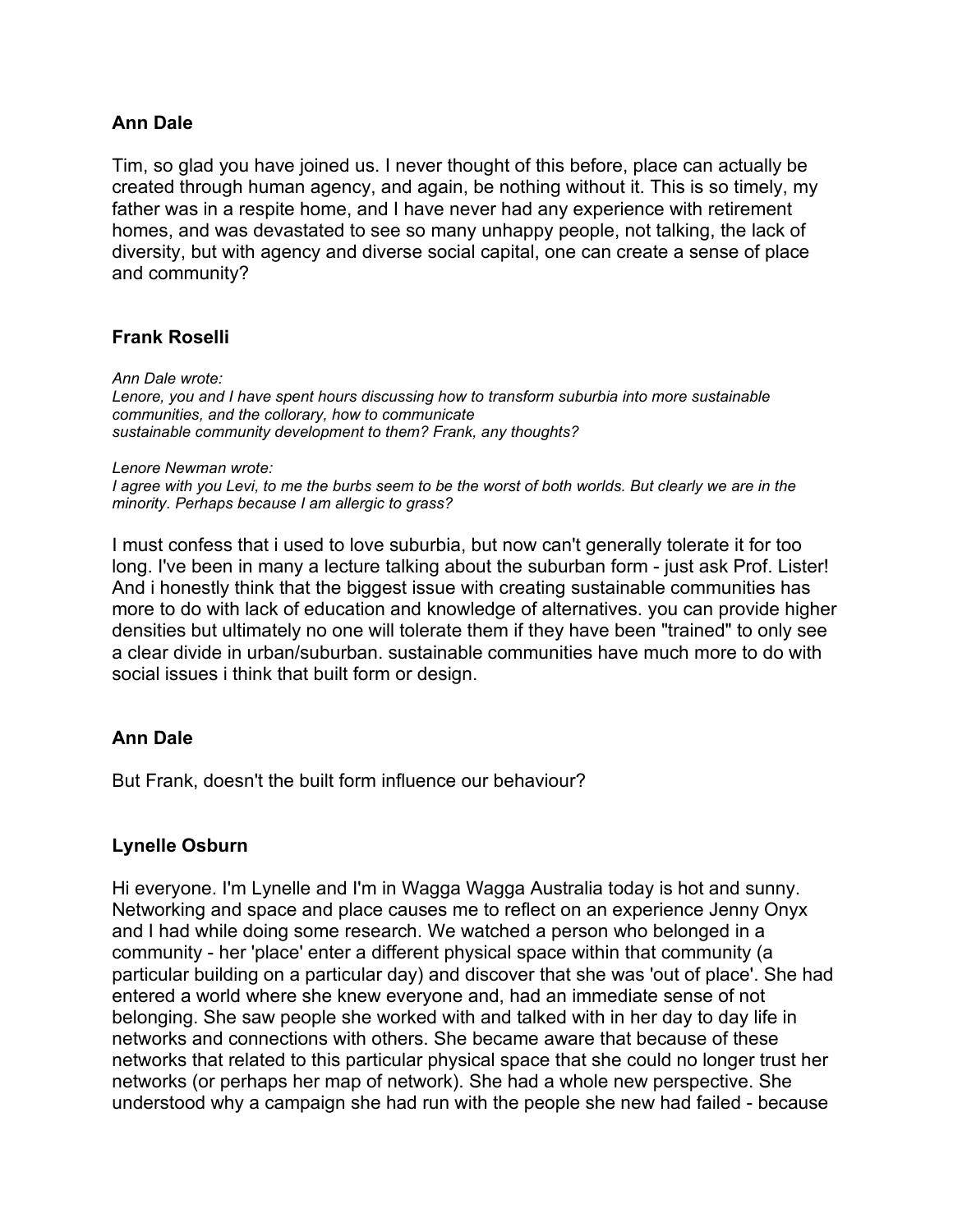### Ann Dale

Tim, so glad you have joined us. I never thought of this before, place can actually be created through human agency, and again, be nothing without it. This is so timely, my father was in a respite home, and I have never had any experience with retirement homes, and was devastated to see so many unhappy people, not talking, the lack of diversity, but with agency and diverse social capital, one can create a sense of place and community?

### Frank Roselli

*Ann Dale wrote:*
*Lenore, you and I have spent hours discussing how to transform suburbia into more sustainable communities, and the collorary, how to communicate sustainable community development to them? Frank, any thoughts?*

*Lenore Newman wrote:*
*I agree with you Levi, to me the burbs seem to be the worst of both worlds. But clearly we are in the minority. Perhaps because I am allergic to grass?*

I must confess that i used to love suburbia, but now can't generally tolerate it for too long. I've been in many a lecture talking about the suburban form - just ask Prof. Lister! And i honestly think that the biggest issue with creating sustainable communities has more to do with lack of education and knowledge of alternatives. you can provide higher densities but ultimately no one will tolerate them if they have been "trained" to only see a clear divide in urban/suburban. sustainable communities have much more to do with social issues i think that built form or design.

### Ann Dale

But Frank, doesn't the built form influence our behaviour?

### Lynelle Osburn

Hi everyone. I'm Lynelle and I'm in Wagga Wagga Australia today is hot and sunny. Networking and space and place causes me to reflect on an experience Jenny Onyx and I had while doing some research. We watched a person who belonged in a community - her 'place' enter a different physical space within that community (a particular building on a particular day) and discover that she was 'out of place'. She had entered a world where she knew everyone and, had an immediate sense of not belonging. She saw people she worked with and talked with in her day to day life in networks and connections with others. She became aware that because of these networks that related to this particular physical space that she could no longer trust her networks (or perhaps her map of network). She had a whole new perspective. She understood why a campaign she had run with the people she new had failed - because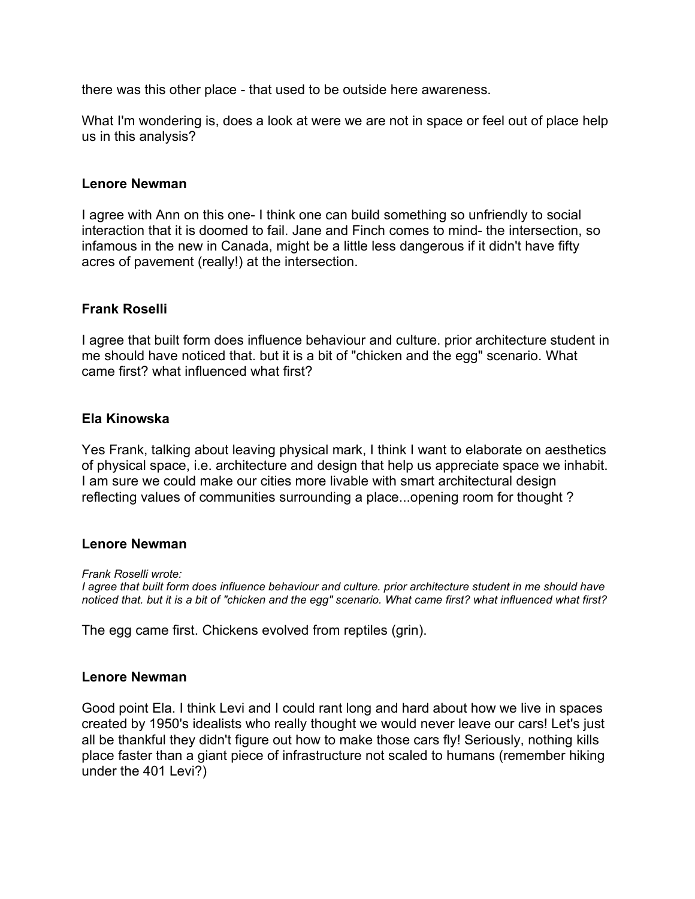there was this other place - that used to be outside here awareness.

What I'm wondering is, does a look at were we are not in space or feel out of place help us in this analysis?

**Lenore Newman**

I agree with Ann on this one- I think one can build something so unfriendly to social interaction that it is doomed to fail. Jane and Finch comes to mind- the intersection, so infamous in the new in Canada, might be a little less dangerous if it didn't have fifty acres of pavement (really!) at the intersection.

**Frank Roselli**

I agree that built form does influence behaviour and culture. prior architecture student in me should have noticed that. but it is a bit of "chicken and the egg" scenario. What came first? what influenced what first?

**Ela Kinowska**

Yes Frank, talking about leaving physical mark, I think I want to elaborate on aesthetics of physical space, i.e. architecture and design that help us appreciate space we inhabit. I am sure we could make our cities more livable with smart architectural design reflecting values of communities surrounding a place...opening room for thought ?

**Lenore Newman**

*Frank Roselli wrote:*
*I agree that built form does influence behaviour and culture. prior architecture student in me should have noticed that. but it is a bit of "chicken and the egg" scenario. What came first? what influenced what first?*

The egg came first. Chickens evolved from reptiles (grin).

**Lenore Newman**

Good point Ela. I think Levi and I could rant long and hard about how we live in spaces created by 1950's idealists who really thought we would never leave our cars! Let's just all be thankful they didn't figure out how to make those cars fly! Seriously, nothing kills place faster than a giant piece of infrastructure not scaled to humans (remember hiking under the 401 Levi?)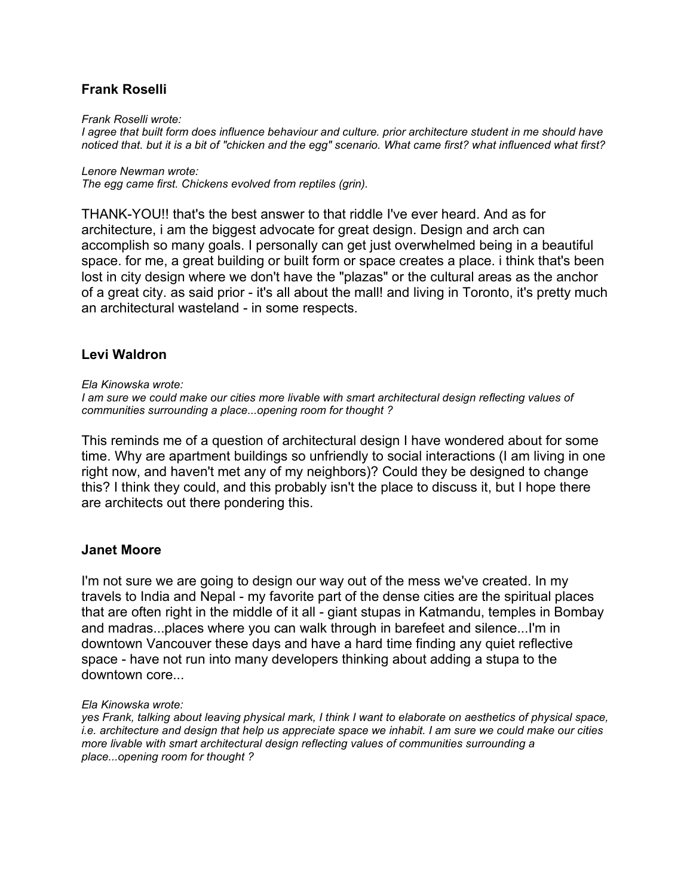### Frank Roselli

*Frank Roselli wrote:*
*I agree that built form does influence behaviour and culture. prior architecture student in me should have noticed that. but it is a bit of "chicken and the egg" scenario. What came first? what influenced what first?*

*Lenore Newman wrote:*
*The egg came first. Chickens evolved from reptiles (grin).*

THANK-YOU!! that's the best answer to that riddle I've ever heard. And as for architecture, i am the biggest advocate for great design. Design and arch can accomplish so many goals. I personally can get just overwhelmed being in a beautiful space. for me, a great building or built form or space creates a place. i think that's been lost in city design where we don't have the "plazas" or the cultural areas as the anchor of a great city. as said prior - it's all about the mall! and living in Toronto, it's pretty much an architectural wasteland - in some respects.

### Levi Waldron

*Ela Kinowska wrote:*
*I am sure we could make our cities more livable with smart architectural design reflecting values of communities surrounding a place...opening room for thought ?*

This reminds me of a question of architectural design I have wondered about for some time. Why are apartment buildings so unfriendly to social interactions (I am living in one right now, and haven't met any of my neighbors)? Could they be designed to change this? I think they could, and this probably isn't the place to discuss it, but I hope there are architects out there pondering this.

### Janet Moore

I'm not sure we are going to design our way out of the mess we've created. In my travels to India and Nepal - my favorite part of the dense cities are the spiritual places that are often right in the middle of it all - giant stupas in Katmandu, temples in Bombay and madras...places where you can walk through in barefeet and silence...I'm in downtown Vancouver these days and have a hard time finding any quiet reflective space - have not run into many developers thinking about adding a stupa to the downtown core...

*Ela Kinowska wrote:*
*yes Frank, talking about leaving physical mark, I think I want to elaborate on aesthetics of physical space, i.e. architecture and design that help us appreciate space we inhabit. I am sure we could make our cities more livable with smart architectural design reflecting values of communities surrounding a place...opening room for thought ?*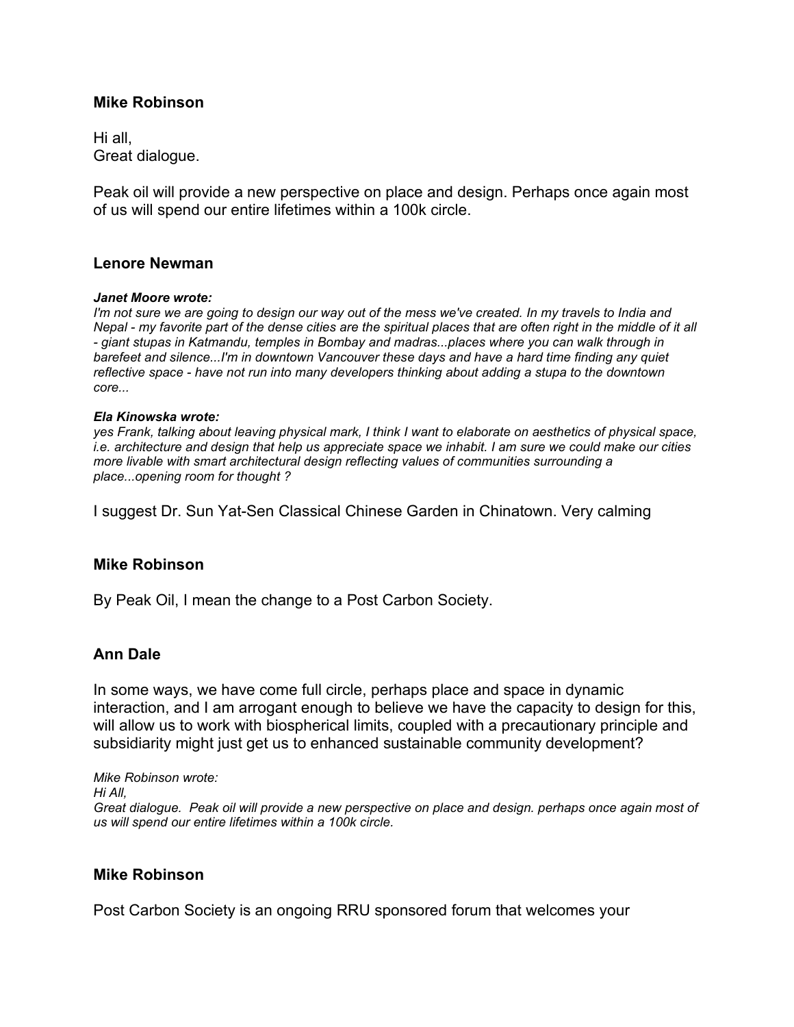**Mike Robinson**

Hi all,
Great dialogue.

Peak oil will provide a new perspective on place and design. Perhaps once again most of us will spend our entire lifetimes within a 100k circle.

**Lenore Newman**

***Janet Moore wrote:***
*I'm not sure we are going to design our way out of the mess we've created. In my travels to India and Nepal - my favorite part of the dense cities are the spiritual places that are often right in the middle of it all - giant stupas in Katmandu, temples in Bombay and madras...places where you can walk through in barefeet and silence...I'm in downtown Vancouver these days and have a hard time finding any quiet reflective space - have not run into many developers thinking about adding a stupa to the downtown core...*

***Ela Kinowska wrote:***
*yes Frank, talking about leaving physical mark, I think I want to elaborate on aesthetics of physical space, i.e. architecture and design that help us appreciate space we inhabit. I am sure we could make our cities more livable with smart architectural design reflecting values of communities surrounding a place...opening room for thought ?*

I suggest Dr. Sun Yat-Sen Classical Chinese Garden in Chinatown. Very calming

**Mike Robinson**

By Peak Oil, I mean the change to a Post Carbon Society.

**Ann Dale**

In some ways, we have come full circle, perhaps place and space in dynamic interaction, and I am arrogant enough to believe we have the capacity to design for this, will allow us to work with biospherical limits, coupled with a precautionary principle and subsidiarity might just get us to enhanced sustainable community development?

*Mike Robinson wrote:*
*Hi All,*
*Great dialogue. Peak oil will provide a new perspective on place and design. perhaps once again most of us will spend our entire lifetimes within a 100k circle.*

**Mike Robinson**

Post Carbon Society is an ongoing RRU sponsored forum that welcomes your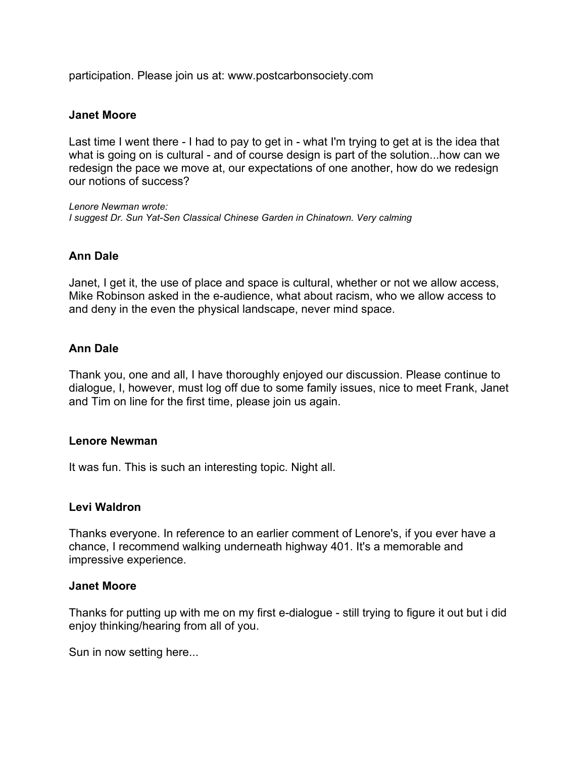participation. Please join us at: www.postcarbonsociety.com

**Janet Moore**

Last time I went there - I had to pay to get in - what I'm trying to get at is the idea that what is going on is cultural - and of course design is part of the solution...how can we redesign the pace we move at, our expectations of one another, how do we redesign our notions of success?

*Lenore Newman wrote:*
*I suggest Dr. Sun Yat-Sen Classical Chinese Garden in Chinatown. Very calming*

**Ann Dale**

Janet, I get it, the use of place and space is cultural, whether or not we allow access, Mike Robinson asked in the e-audience, what about racism, who we allow access to and deny in the even the physical landscape, never mind space.

**Ann Dale**

Thank you, one and all, I have thoroughly enjoyed our discussion. Please continue to dialogue, I, however, must log off due to some family issues, nice to meet Frank, Janet and Tim on line for the first time, please join us again.

**Lenore Newman**

It was fun. This is such an interesting topic. Night all.

**Levi Waldron**

Thanks everyone. In reference to an earlier comment of Lenore's, if you ever have a chance, I recommend walking underneath highway 401. It's a memorable and impressive experience.

**Janet Moore**

Thanks for putting up with me on my first e-dialogue - still trying to figure it out but i did enjoy thinking/hearing from all of you.

Sun in now setting here...